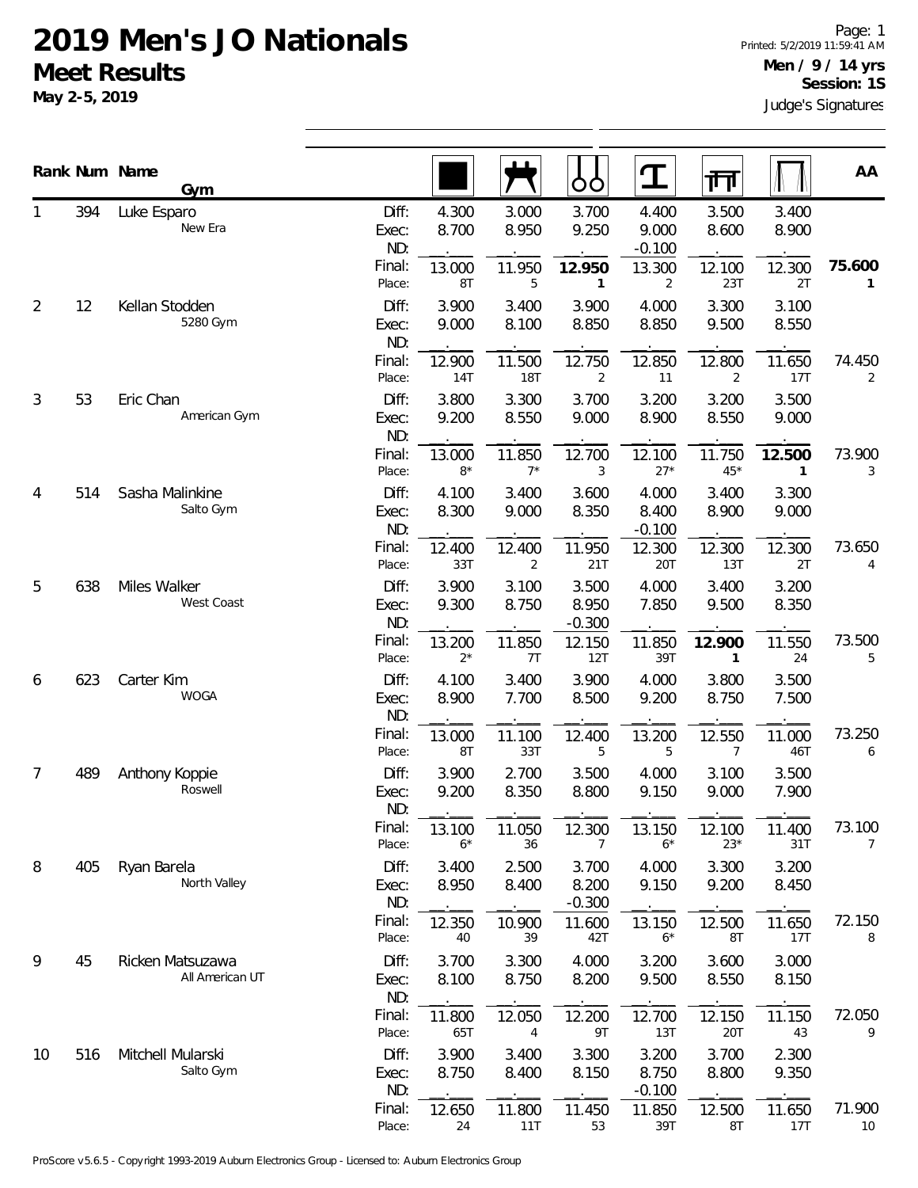# 2019 Men's JO Nationals

## Meet Results

**May 2-5, 2019**

**Men / 9 / 14 yrs**
**Session: 1S**

Judge's Signatures

| Rank | Num | Name / Gym | | Floor | Pommel Horse | Rings | Vault | Parallel Bars | High Bar | AA |
|---|---|---|---|---|---|---|---|---|---|---|
| 1 | 394 | Luke Esparo<br>New Era | Diff: | 4.300 | 3.000 | 3.700 | 4.400 | 3.500 | 3.400 | |
| | | | Exec: | 8.700 | 8.950 | 9.250 | 9.000 | 8.600 | 8.900 | |
| | | | ND: | | | | -0.100 | | | |
| | | | Final: | 13.000 | 11.950 | **12.950** | 13.300 | 12.100 | 12.300 | **75.600** |
| | | | Place: | 8T | 5 | **1** | 2 | 23T | 2T | **1** |
| 2 | 12 | Kellan Stodden<br>5280 Gym | Diff: | 3.900 | 3.400 | 3.900 | 4.000 | 3.300 | 3.100 | |
| | | | Exec: | 9.000 | 8.100 | 8.850 | 8.850 | 9.500 | 8.550 | |
| | | | ND: | | | | | | | |
| | | | Final: | 12.900 | 11.500 | 12.750 | 12.850 | 12.800 | 11.650 | 74.450 |
| | | | Place: | 14T | 18T | 2 | 11 | 2 | 17T | 2 |
| 3 | 53 | Eric Chan<br>American Gym | Diff: | 3.800 | 3.300 | 3.700 | 3.200 | 3.200 | 3.500 | |
| | | | Exec: | 9.200 | 8.550 | 9.000 | 8.900 | 8.550 | 9.000 | |
| | | | ND: | | | | | | | |
| | | | Final: | 13.000 | 11.850 | 12.700 | 12.100 | 11.750 | **12.500** | 73.900 |
| | | | Place: | 8* | 7* | 3 | 27* | 45* | **1** | 3 |
| 4 | 514 | Sasha Malinkine<br>Salto Gym | Diff: | 4.100 | 3.400 | 3.600 | 4.000 | 3.400 | 3.300 | |
| | | | Exec: | 8.300 | 9.000 | 8.350 | 8.400 | 8.900 | 9.000 | |
| | | | ND: | | | | -0.100 | | | |
| | | | Final: | 12.400 | 12.400 | 11.950 | 12.300 | 12.300 | 12.300 | 73.650 |
| | | | Place: | 33T | 2 | 21T | 20T | 13T | 2T | 4 |
| 5 | 638 | Miles Walker<br>West Coast | Diff: | 3.900 | 3.100 | 3.500 | 4.000 | 3.400 | 3.200 | |
| | | | Exec: | 9.300 | 8.750 | 8.950 | 7.850 | 9.500 | 8.350 | |
| | | | ND: | | | -0.300 | | | | |
| | | | Final: | 13.200 | 11.850 | 12.150 | 11.850 | **12.900** | 11.550 | 73.500 |
| | | | Place: | 2* | 7T | 12T | 39T | **1** | 24 | 5 |
| 6 | 623 | Carter Kim<br>WOGA | Diff: | 4.100 | 3.400 | 3.900 | 4.000 | 3.800 | 3.500 | |
| | | | Exec: | 8.900 | 7.700 | 8.500 | 9.200 | 8.750 | 7.500 | |
| | | | ND: | | | | | | | |
| | | | Final: | 13.000 | 11.100 | 12.400 | 13.200 | 12.550 | 11.000 | 73.250 |
| | | | Place: | 8T | 33T | 5 | 5 | 7 | 46T | 6 |
| 7 | 489 | Anthony Koppie<br>Roswell | Diff: | 3.900 | 2.700 | 3.500 | 4.000 | 3.100 | 3.500 | |
| | | | Exec: | 9.200 | 8.350 | 8.800 | 9.150 | 9.000 | 7.900 | |
| | | | ND: | | | | | | | |
| | | | Final: | 13.100 | 11.050 | 12.300 | 13.150 | 12.100 | 11.400 | 73.100 |
| | | | Place: | 6* | 36 | 7 | 6* | 23* | 31T | 7 |
| 8 | 405 | Ryan Barela<br>North Valley | Diff: | 3.400 | 2.500 | 3.700 | 4.000 | 3.300 | 3.200 | |
| | | | Exec: | 8.950 | 8.400 | 8.200 | 9.150 | 9.200 | 8.450 | |
| | | | ND: | | | -0.300 | | | | |
| | | | Final: | 12.350 | 10.900 | 11.600 | 13.150 | 12.500 | 11.650 | 72.150 |
| | | | Place: | 40 | 39 | 42T | 6* | 8T | 17T | 8 |
| 9 | 45 | Ricken Matsuzawa<br>All American UT | Diff: | 3.700 | 3.300 | 4.000 | 3.200 | 3.600 | 3.000 | |
| | | | Exec: | 8.100 | 8.750 | 8.200 | 9.500 | 8.550 | 8.150 | |
| | | | ND: | | | | | | | |
| | | | Final: | 11.800 | 12.050 | 12.200 | 12.700 | 12.150 | 11.150 | 72.050 |
| | | | Place: | 65T | 4 | 9T | 13T | 20T | 43 | 9 |
| 10 | 516 | Mitchell Mularski<br>Salto Gym | Diff: | 3.900 | 3.400 | 3.300 | 3.200 | 3.700 | 2.300 | |
| | | | Exec: | 8.750 | 8.400 | 8.150 | 8.750 | 8.800 | 9.350 | |
| | | | ND: | | | | -0.100 | | | |
| | | | Final: | 12.650 | 11.800 | 11.450 | 11.850 | 12.500 | 11.650 | 71.900 |
| | | | Place: | 24 | 11T | 53 | 39T | 8T | 17T | 10 |

ProScore v5.6.5 - Copyright 1993-2019 Auburn Electronics Group - Licensed to: Auburn Electronics Group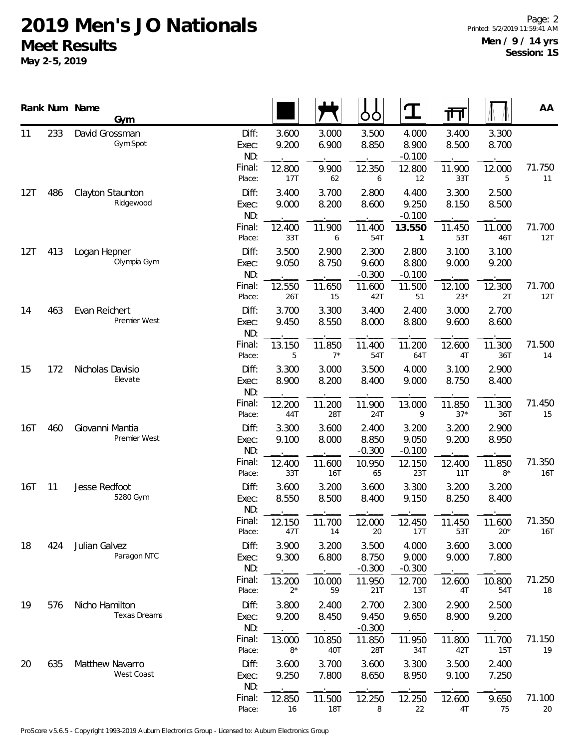# 2019 Men's JO Nationals

## Meet Results

**May 2-5, 2019**

**Men / 9 / 14 yrs**
**Session: 1S**

| Rank | Num | Name / Gym | | Floor | Pommel Horse | Rings | Vault | Parallel Bars | High Bar | AA |
|---|---|---|---|---|---|---|---|---|---|---|
| 11 | 233 | David Grossman | Diff: | 3.600 | 3.000 | 3.500 | 4.000 | 3.400 | 3.300 | |
| | | Gym Spot | Exec: | 9.200 | 6.900 | 8.850 | 8.900 | 8.500 | 8.700 | |
| | | | ND: | | | | -0.100 | | | |
| | | | Final: | 12.800 | 9.900 | 12.350 | 12.800 | 11.900 | 12.000 | 71.750 |
| | | | Place: | 17T | 62 | 6 | 12 | 33T | 5 | 11 |
| 12T | 486 | Clayton Staunton | Diff: | 3.400 | 3.700 | 2.800 | 4.400 | 3.300 | 2.500 | |
| | | Ridgewood | Exec: | 9.000 | 8.200 | 8.600 | 9.250 | 8.150 | 8.500 | |
| | | | ND: | | | | -0.100 | | | |
| | | | Final: | 12.400 | 11.900 | 11.400 | **13.550** | 11.450 | 11.000 | 71.700 |
| | | | Place: | 33T | 6 | 54T | **1** | 53T | 46T | 12T |
| 12T | 413 | Logan Hepner | Diff: | 3.500 | 2.900 | 2.300 | 2.800 | 3.100 | 3.100 | |
| | | Olympia Gym | Exec: | 9.050 | 8.750 | 9.600 | 8.800 | 9.000 | 9.200 | |
| | | | ND: | | | -0.300 | -0.100 | | | |
| | | | Final: | 12.550 | 11.650 | 11.600 | 11.500 | 12.100 | 12.300 | 71.700 |
| | | | Place: | 26T | 15 | 42T | 51 | 23* | 2T | 12T |
| 14 | 463 | Evan Reichert | Diff: | 3.700 | 3.300 | 3.400 | 2.400 | 3.000 | 2.700 | |
| | | Premier West | Exec: | 9.450 | 8.550 | 8.000 | 8.800 | 9.600 | 8.600 | |
| | | | ND: | | | | | | | |
| | | | Final: | 13.150 | 11.850 | 11.400 | 11.200 | 12.600 | 11.300 | 71.500 |
| | | | Place: | 5 | 7* | 54T | 64T | 4T | 36T | 14 |
| 15 | 172 | Nicholas Davisio | Diff: | 3.300 | 3.000 | 3.500 | 4.000 | 3.100 | 2.900 | |
| | | Elevate | Exec: | 8.900 | 8.200 | 8.400 | 9.000 | 8.750 | 8.400 | |
| | | | ND: | | | | | | | |
| | | | Final: | 12.200 | 11.200 | 11.900 | 13.000 | 11.850 | 11.300 | 71.450 |
| | | | Place: | 44T | 28T | 24T | 9 | 37* | 36T | 15 |
| 16T | 460 | Giovanni Mantia | Diff: | 3.300 | 3.600 | 2.400 | 3.200 | 3.200 | 2.900 | |
| | | Premier West | Exec: | 9.100 | 8.000 | 8.850 | 9.050 | 9.200 | 8.950 | |
| | | | ND: | | | -0.300 | -0.100 | | | |
| | | | Final: | 12.400 | 11.600 | 10.950 | 12.150 | 12.400 | 11.850 | 71.350 |
| | | | Place: | 33T | 16T | 65 | 23T | 11T | 8* | 16T |
| 16T | 11 | Jesse Redfoot | Diff: | 3.600 | 3.200 | 3.600 | 3.300 | 3.200 | 3.200 | |
| | | 5280 Gym | Exec: | 8.550 | 8.500 | 8.400 | 9.150 | 8.250 | 8.400 | |
| | | | ND: | | | | | | | |
| | | | Final: | 12.150 | 11.700 | 12.000 | 12.450 | 11.450 | 11.600 | 71.350 |
| | | | Place: | 47T | 14 | 20 | 17T | 53T | 20* | 16T |
| 18 | 424 | Julian Galvez | Diff: | 3.900 | 3.200 | 3.500 | 4.000 | 3.600 | 3.000 | |
| | | Paragon NTC | Exec: | 9.300 | 6.800 | 8.750 | 9.000 | 9.000 | 7.800 | |
| | | | ND: | | | -0.300 | -0.300 | | | |
| | | | Final: | 13.200 | 10.000 | 11.950 | 12.700 | 12.600 | 10.800 | 71.250 |
| | | | Place: | 2* | 59 | 21T | 13T | 4T | 54T | 18 |
| 19 | 576 | Nicho Hamilton | Diff: | 3.800 | 2.400 | 2.700 | 2.300 | 2.900 | 2.500 | |
| | | Texas Dreams | Exec: | 9.200 | 8.450 | 9.450 | 9.650 | 8.900 | 9.200 | |
| | | | ND: | | | -0.300 | | | | |
| | | | Final: | 13.000 | 10.850 | 11.850 | 11.950 | 11.800 | 11.700 | 71.150 |
| | | | Place: | 8* | 40T | 28T | 34T | 42T | 15T | 19 |
| 20 | 635 | Matthew Navarro | Diff: | 3.600 | 3.700 | 3.600 | 3.300 | 3.500 | 2.400 | |
| | | West Coast | Exec: | 9.250 | 7.800 | 8.650 | 8.950 | 9.100 | 7.250 | |
| | | | ND: | | | | | | | |
| | | | Final: | 12.850 | 11.500 | 12.250 | 12.250 | 12.600 | 9.650 | 71.100 |
| | | | Place: | 16 | 18T | 8 | 22 | 4T | 75 | 20 |

ProScore v5.6.5 - Copyright 1993-2019 Auburn Electronics Group - Licensed to: Auburn Electronics Group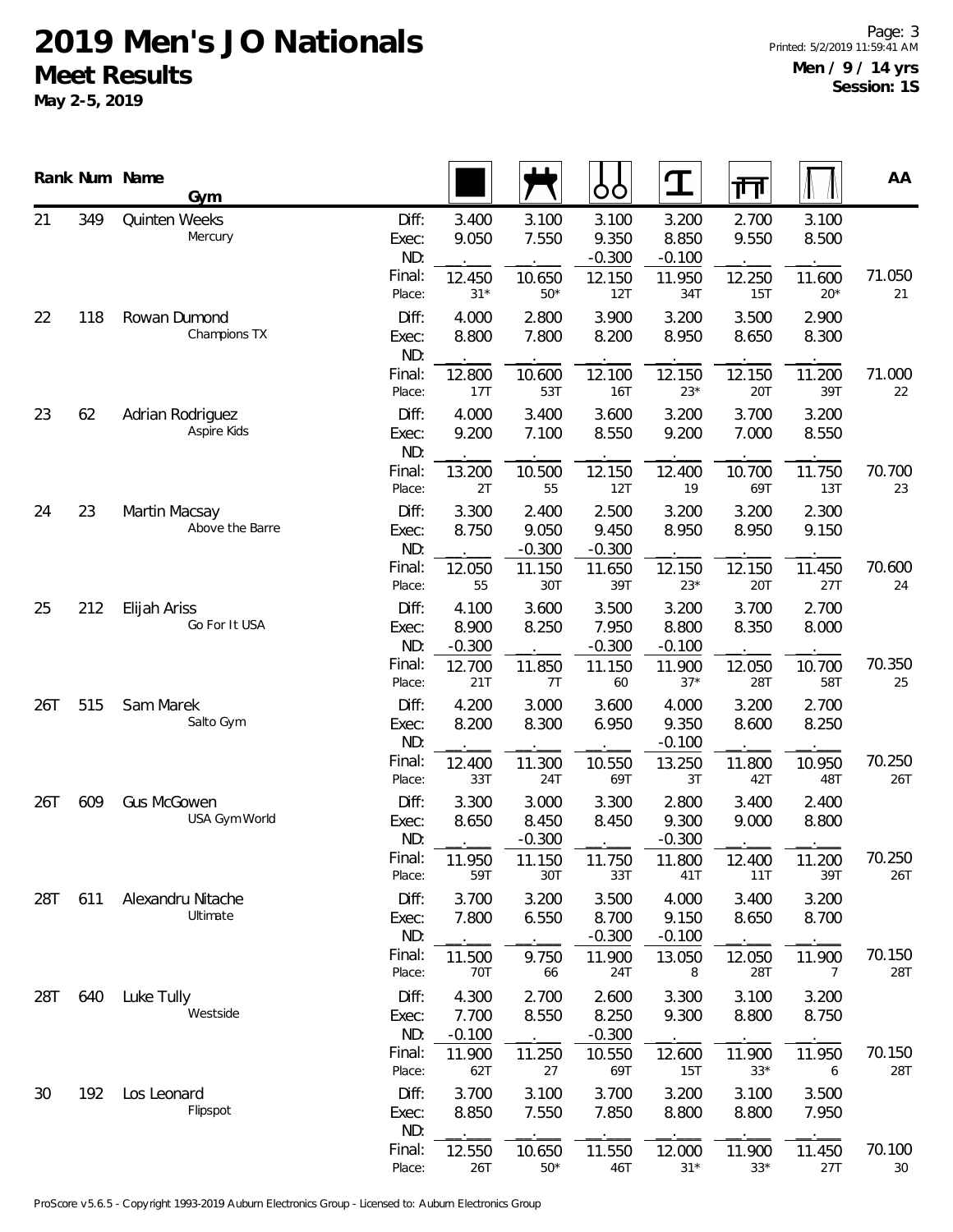# 2019 Men's JO Nationals

## Meet Results

**May 2-5, 2019**

**Men / 9 / 14 yrs**
**Session: 1S**

| Rank | Num | Name / Gym | | Floor | Pommel Horse | Rings | Vault | Parallel Bars | High Bar | AA |
|---|---|---|---|---|---|---|---|---|---|---|
| 21 | 349 | Quinten Weeks | Diff: | 3.400 | 3.100 | 3.100 | 3.200 | 2.700 | 3.100 | |
| | | Mercury | Exec: | 9.050 | 7.550 | 9.350 | 8.850 | 9.550 | 8.500 | |
| | | | ND: | | | -0.300 | -0.100 | | | |
| | | | Final: | 12.450 | 10.650 | 12.150 | 11.950 | 12.250 | 11.600 | 71.050 |
| | | | Place: | 31* | 50* | 12T | 34T | 15T | 20* | 21 |
| 22 | 118 | Rowan Dumond | Diff: | 4.000 | 2.800 | 3.900 | 3.200 | 3.500 | 2.900 | |
| | | Champions TX | Exec: | 8.800 | 7.800 | 8.200 | 8.950 | 8.650 | 8.300 | |
| | | | ND: | | | | | | | |
| | | | Final: | 12.800 | 10.600 | 12.100 | 12.150 | 12.150 | 11.200 | 71.000 |
| | | | Place: | 17T | 53T | 16T | 23* | 20T | 39T | 22 |
| 23 | 62 | Adrian Rodriguez | Diff: | 4.000 | 3.400 | 3.600 | 3.200 | 3.700 | 3.200 | |
| | | Aspire Kids | Exec: | 9.200 | 7.100 | 8.550 | 9.200 | 7.000 | 8.550 | |
| | | | ND: | | | | | | | |
| | | | Final: | 13.200 | 10.500 | 12.150 | 12.400 | 10.700 | 11.750 | 70.700 |
| | | | Place: | 2T | 55 | 12T | 19 | 69T | 13T | 23 |
| 24 | 23 | Martin Macsay | Diff: | 3.300 | 2.400 | 2.500 | 3.200 | 3.200 | 2.300 | |
| | | Above the Barre | Exec: | 8.750 | 9.050 | 9.450 | 8.950 | 8.950 | 9.150 | |
| | | | ND: | | -0.300 | -0.300 | | | | |
| | | | Final: | 12.050 | 11.150 | 11.650 | 12.150 | 12.150 | 11.450 | 70.600 |
| | | | Place: | 55 | 30T | 39T | 23* | 20T | 27T | 24 |
| 25 | 212 | Elijah Ariss | Diff: | 4.100 | 3.600 | 3.500 | 3.200 | 3.700 | 2.700 | |
| | | Go For It USA | Exec: | 8.900 | 8.250 | 7.950 | 8.800 | 8.350 | 8.000 | |
| | | | ND: | -0.300 | | -0.300 | -0.100 | | | |
| | | | Final: | 12.700 | 11.850 | 11.150 | 11.900 | 12.050 | 10.700 | 70.350 |
| | | | Place: | 21T | 7T | 60 | 37* | 28T | 58T | 25 |
| 26T | 515 | Sam Marek | Diff: | 4.200 | 3.000 | 3.600 | 4.000 | 3.200 | 2.700 | |
| | | Salto Gym | Exec: | 8.200 | 8.300 | 6.950 | 9.350 | 8.600 | 8.250 | |
| | | | ND: | | | | -0.100 | | | |
| | | | Final: | 12.400 | 11.300 | 10.550 | 13.250 | 11.800 | 10.950 | 70.250 |
| | | | Place: | 33T | 24T | 69T | 3T | 42T | 48T | 26T |
| 26T | 609 | Gus McGowen | Diff: | 3.300 | 3.000 | 3.300 | 2.800 | 3.400 | 2.400 | |
| | | USA Gym World | Exec: | 8.650 | 8.450 | 8.450 | 9.300 | 9.000 | 8.800 | |
| | | | ND: | | -0.300 | | -0.300 | | | |
| | | | Final: | 11.950 | 11.150 | 11.750 | 11.800 | 12.400 | 11.200 | 70.250 |
| | | | Place: | 59T | 30T | 33T | 41T | 11T | 39T | 26T |
| 28T | 611 | Alexandru Nitache | Diff: | 3.700 | 3.200 | 3.500 | 4.000 | 3.400 | 3.200 | |
| | | Ultimate | Exec: | 7.800 | 6.550 | 8.700 | 9.150 | 8.650 | 8.700 | |
| | | | ND: | | | -0.300 | -0.100 | | | |
| | | | Final: | 11.500 | 9.750 | 11.900 | 13.050 | 12.050 | 11.900 | 70.150 |
| | | | Place: | 70T | 66 | 24T | 8 | 28T | 7 | 28T |
| 28T | 640 | Luke Tully | Diff: | 4.300 | 2.700 | 2.600 | 3.300 | 3.100 | 3.200 | |
| | | Westside | Exec: | 7.700 | 8.550 | 8.250 | 9.300 | 8.800 | 8.750 | |
| | | | ND: | -0.100 | | -0.300 | | | | |
| | | | Final: | 11.900 | 11.250 | 10.550 | 12.600 | 11.900 | 11.950 | 70.150 |
| | | | Place: | 62T | 27 | 69T | 15T | 33* | 6 | 28T |
| 30 | 192 | Los Leonard | Diff: | 3.700 | 3.100 | 3.700 | 3.200 | 3.100 | 3.500 | |
| | | Flipspot | Exec: | 8.850 | 7.550 | 7.850 | 8.800 | 8.800 | 7.950 | |
| | | | ND: | | | | | | | |
| | | | Final: | 12.550 | 10.650 | 11.550 | 12.000 | 11.900 | 11.450 | 70.100 |
| | | | Place: | 26T | 50* | 46T | 31* | 33* | 27T | 30 |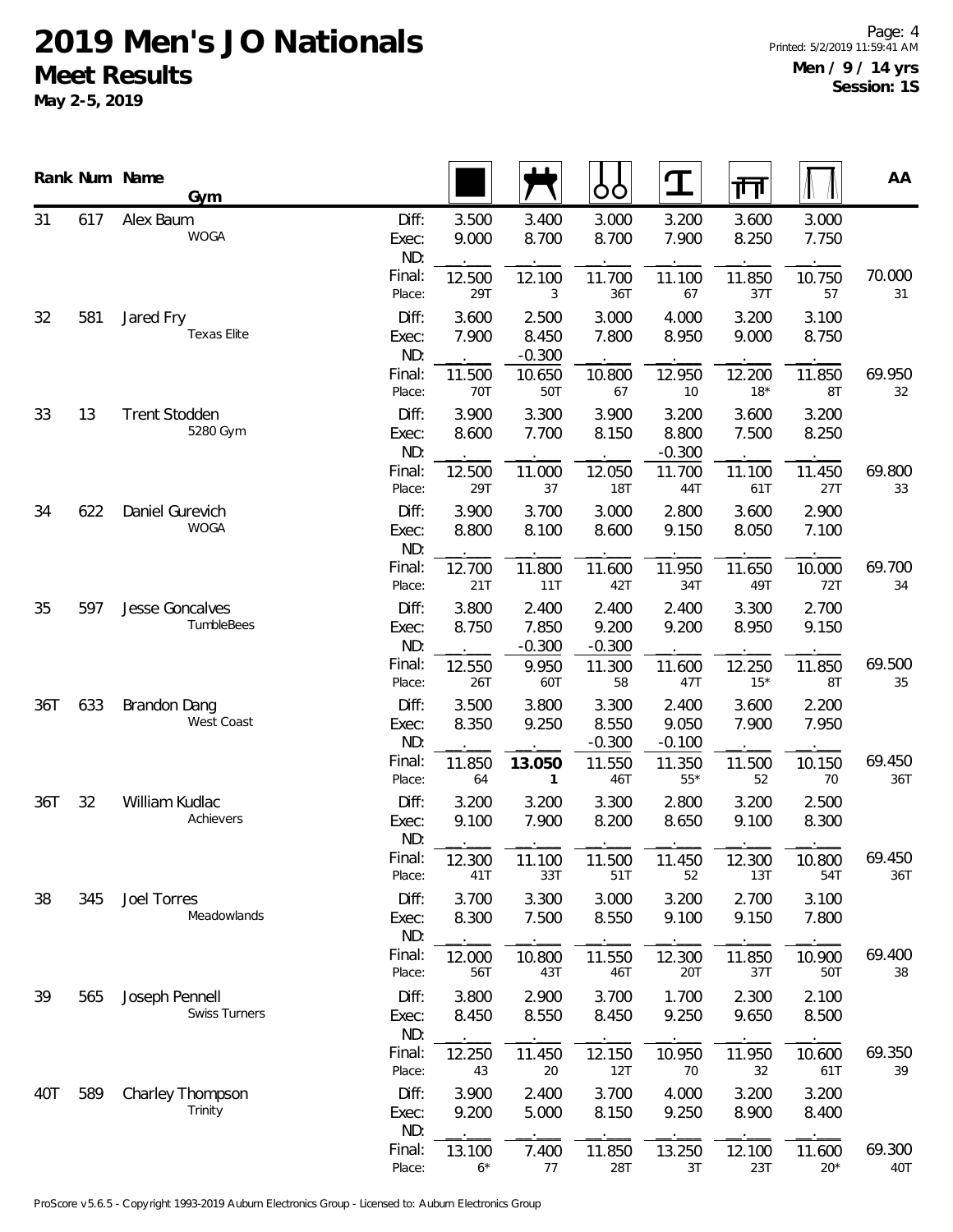# 2019 Men's JO Nationals

## Meet Results

**May 2-5, 2019**

**Men / 9 / 14 yrs**
**Session: 1S**

| Rank | Num | Name / Gym | | Floor | Pommel Horse | Rings | Vault | Parallel Bars | High Bar | AA |
|---|---|---|---|---|---|---|---|---|---|---|
| 31 | 617 | Alex Baum<br>WOGA | Diff: | 3.500 | 3.400 | 3.000 | 3.200 | 3.600 | 3.000 | |
| | | | Exec: | 9.000 | 8.700 | 8.700 | 7.900 | 8.250 | 7.750 | |
| | | | ND: | | | | | | | |
| | | | Final: | 12.500 | 12.100 | 11.700 | 11.100 | 11.850 | 10.750 | 70.000 |
| | | | Place: | 29T | 3 | 36T | 67 | 37T | 57 | 31 |
| 32 | 581 | Jared Fry<br>Texas Elite | Diff: | 3.600 | 2.500 | 3.000 | 4.000 | 3.200 | 3.100 | |
| | | | Exec: | 7.900 | 8.450 | 7.800 | 8.950 | 9.000 | 8.750 | |
| | | | ND: | | -0.300 | | | | | |
| | | | Final: | 11.500 | 10.650 | 10.800 | 12.950 | 12.200 | 11.850 | 69.950 |
| | | | Place: | 70T | 50T | 67 | 10 | 18* | 8T | 32 |
| 33 | 13 | Trent Stodden<br>5280 Gym | Diff: | 3.900 | 3.300 | 3.900 | 3.200 | 3.600 | 3.200 | |
| | | | Exec: | 8.600 | 7.700 | 8.150 | 8.800 | 7.500 | 8.250 | |
| | | | ND: | | | | -0.300 | | | |
| | | | Final: | 12.500 | 11.000 | 12.050 | 11.700 | 11.100 | 11.450 | 69.800 |
| | | | Place: | 29T | 37 | 18T | 44T | 61T | 27T | 33 |
| 34 | 622 | Daniel Gurevich<br>WOGA | Diff: | 3.900 | 3.700 | 3.000 | 2.800 | 3.600 | 2.900 | |
| | | | Exec: | 8.800 | 8.100 | 8.600 | 9.150 | 8.050 | 7.100 | |
| | | | ND: | | | | | | | |
| | | | Final: | 12.700 | 11.800 | 11.600 | 11.950 | 11.650 | 10.000 | 69.700 |
| | | | Place: | 21T | 11T | 42T | 34T | 49T | 72T | 34 |
| 35 | 597 | Jesse Goncalves<br>TumbleBees | Diff: | 3.800 | 2.400 | 2.400 | 2.400 | 3.300 | 2.700 | |
| | | | Exec: | 8.750 | 7.850 | 9.200 | 9.200 | 8.950 | 9.150 | |
| | | | ND: | | -0.300 | -0.300 | | | | |
| | | | Final: | 12.550 | 9.950 | 11.300 | 11.600 | 12.250 | 11.850 | 69.500 |
| | | | Place: | 26T | 60T | 58 | 47T | 15* | 8T | 35 |
| 36T | 633 | Brandon Dang<br>West Coast | Diff: | 3.500 | 3.800 | 3.300 | 2.400 | 3.600 | 2.200 | |
| | | | Exec: | 8.350 | 9.250 | 8.550 | 9.050 | 7.900 | 7.950 | |
| | | | ND: | | | -0.300 | -0.100 | | | |
| | | | Final: | 11.850 | **13.050** | 11.550 | 11.350 | 11.500 | 10.150 | 69.450 |
| | | | Place: | 64 | **1** | 46T | 55* | 52 | 70 | 36T |
| 36T | 32 | William Kudlac<br>Achievers | Diff: | 3.200 | 3.200 | 3.300 | 2.800 | 3.200 | 2.500 | |
| | | | Exec: | 9.100 | 7.900 | 8.200 | 8.650 | 9.100 | 8.300 | |
| | | | ND: | | | | | | | |
| | | | Final: | 12.300 | 11.100 | 11.500 | 11.450 | 12.300 | 10.800 | 69.450 |
| | | | Place: | 41T | 33T | 51T | 52 | 13T | 54T | 36T |
| 38 | 345 | Joel Torres<br>Meadowlands | Diff: | 3.700 | 3.300 | 3.000 | 3.200 | 2.700 | 3.100 | |
| | | | Exec: | 8.300 | 7.500 | 8.550 | 9.100 | 9.150 | 7.800 | |
| | | | ND: | | | | | | | |
| | | | Final: | 12.000 | 10.800 | 11.550 | 12.300 | 11.850 | 10.900 | 69.400 |
| | | | Place: | 56T | 43T | 46T | 20T | 37T | 50T | 38 |
| 39 | 565 | Joseph Pennell<br>Swiss Turners | Diff: | 3.800 | 2.900 | 3.700 | 1.700 | 2.300 | 2.100 | |
| | | | Exec: | 8.450 | 8.550 | 8.450 | 9.250 | 9.650 | 8.500 | |
| | | | ND: | | | | | | | |
| | | | Final: | 12.250 | 11.450 | 12.150 | 10.950 | 11.950 | 10.600 | 69.350 |
| | | | Place: | 43 | 20 | 12T | 70 | 32 | 61T | 39 |
| 40T | 589 | Charley Thompson<br>Trinity | Diff: | 3.900 | 2.400 | 3.700 | 4.000 | 3.200 | 3.200 | |
| | | | Exec: | 9.200 | 5.000 | 8.150 | 9.250 | 8.900 | 8.400 | |
| | | | ND: | | | | | | | |
| | | | Final: | 13.100 | 7.400 | 11.850 | 13.250 | 12.100 | 11.600 | 69.300 |
| | | | Place: | 6* | 77 | 28T | 3T | 23T | 20* | 40T |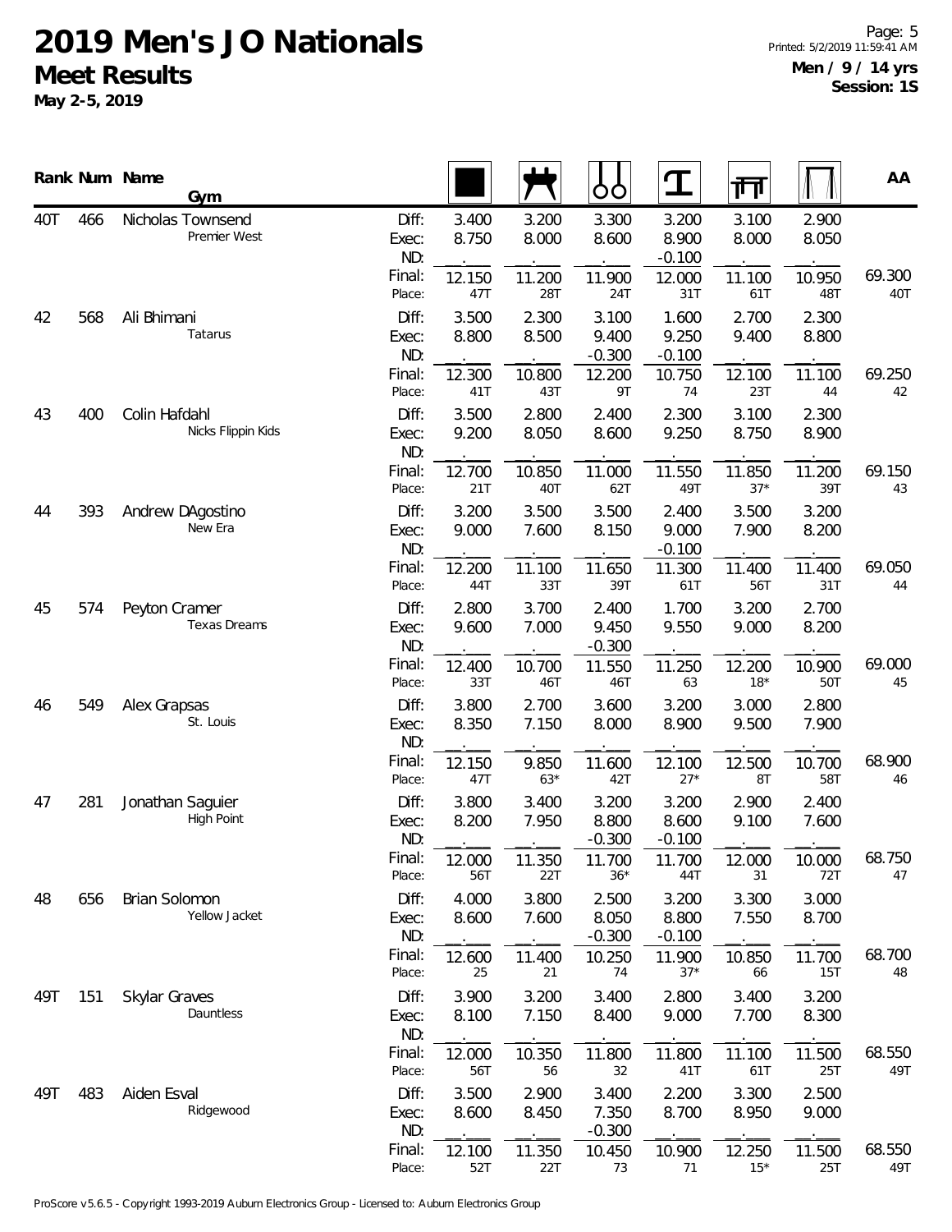# 2019 Men's JO Nationals

## Meet Results

**May 2-5, 2019**

**Men / 9 / 14 yrs**
**Session: 1S**

| Rank | Num | Name / Gym | | Floor | Pommel Horse | Rings | Vault | Parallel Bars | High Bar | AA |
|---|---|---|---|---|---|---|---|---|---|---|
| 40T | 466 | Nicholas Townsend | Diff: | 3.400 | 3.200 | 3.300 | 3.200 | 3.100 | 2.900 | |
| | | Premier West | Exec: | 8.750 | 8.000 | 8.600 | 8.900 | 8.000 | 8.050 | |
| | | | ND: | . | . | . | -0.100 | . | . | |
| | | | Final: | 12.150 | 11.200 | 11.900 | 12.000 | 11.100 | 10.950 | 69.300 |
| | | | Place: | 47T | 28T | 24T | 31T | 61T | 48T | 40T |
| 42 | 568 | Ali Bhimani | Diff: | 3.500 | 2.300 | 3.100 | 1.600 | 2.700 | 2.300 | |
| | | Tatarus | Exec: | 8.800 | 8.500 | 9.400 | 9.250 | 9.400 | 8.800 | |
| | | | ND: | . | . | -0.300 | -0.100 | . | . | |
| | | | Final: | 12.300 | 10.800 | 12.200 | 10.750 | 12.100 | 11.100 | 69.250 |
| | | | Place: | 41T | 43T | 9T | 74 | 23T | 44 | 42 |
| 43 | 400 | Colin Hafdahl | Diff: | 3.500 | 2.800 | 2.400 | 2.300 | 3.100 | 2.300 | |
| | | Nicks Flippin Kids | Exec: | 9.200 | 8.050 | 8.600 | 9.250 | 8.750 | 8.900 | |
| | | | ND: | . | . | . | . | . | . | |
| | | | Final: | 12.700 | 10.850 | 11.000 | 11.550 | 11.850 | 11.200 | 69.150 |
| | | | Place: | 21T | 40T | 62T | 49T | 37* | 39T | 43 |
| 44 | 393 | Andrew DAgostino | Diff: | 3.200 | 3.500 | 3.500 | 2.400 | 3.500 | 3.200 | |
| | | New Era | Exec: | 9.000 | 7.600 | 8.150 | 9.000 | 7.900 | 8.200 | |
| | | | ND: | . | . | . | -0.100 | . | . | |
| | | | Final: | 12.200 | 11.100 | 11.650 | 11.300 | 11.400 | 11.400 | 69.050 |
| | | | Place: | 44T | 33T | 39T | 61T | 56T | 31T | 44 |
| 45 | 574 | Peyton Cramer | Diff: | 2.800 | 3.700 | 2.400 | 1.700 | 3.200 | 2.700 | |
| | | Texas Dreams | Exec: | 9.600 | 7.000 | 9.450 | 9.550 | 9.000 | 8.200 | |
| | | | ND: | . | . | -0.300 | . | . | . | |
| | | | Final: | 12.400 | 10.700 | 11.550 | 11.250 | 12.200 | 10.900 | 69.000 |
| | | | Place: | 33T | 46T | 46T | 63 | 18* | 50T | 45 |
| 46 | 549 | Alex Grapsas | Diff: | 3.800 | 2.700 | 3.600 | 3.200 | 3.000 | 2.800 | |
| | | St. Louis | Exec: | 8.350 | 7.150 | 8.000 | 8.900 | 9.500 | 7.900 | |
| | | | ND: | . | . | . | . | . | . | |
| | | | Final: | 12.150 | 9.850 | 11.600 | 12.100 | 12.500 | 10.700 | 68.900 |
| | | | Place: | 47T | 63* | 42T | 27* | 8T | 58T | 46 |
| 47 | 281 | Jonathan Saguier | Diff: | 3.800 | 3.400 | 3.200 | 3.200 | 2.900 | 2.400 | |
| | | High Point | Exec: | 8.200 | 7.950 | 8.800 | 8.600 | 9.100 | 7.600 | |
| | | | ND: | . | . | -0.300 | -0.100 | . | . | |
| | | | Final: | 12.000 | 11.350 | 11.700 | 11.700 | 12.000 | 10.000 | 68.750 |
| | | | Place: | 56T | 22T | 36* | 44T | 31 | 72T | 47 |
| 48 | 656 | Brian Solomon | Diff: | 4.000 | 3.800 | 2.500 | 3.200 | 3.300 | 3.000 | |
| | | Yellow Jacket | Exec: | 8.600 | 7.600 | 8.050 | 8.800 | 7.550 | 8.700 | |
| | | | ND: | . | . | -0.300 | -0.100 | . | . | |
| | | | Final: | 12.600 | 11.400 | 10.250 | 11.900 | 10.850 | 11.700 | 68.700 |
| | | | Place: | 25 | 21 | 74 | 37* | 66 | 15T | 48 |
| 49T | 151 | Skylar Graves | Diff: | 3.900 | 3.200 | 3.400 | 2.800 | 3.400 | 3.200 | |
| | | Dauntless | Exec: | 8.100 | 7.150 | 8.400 | 9.000 | 7.700 | 8.300 | |
| | | | ND: | . | . | . | . | . | . | |
| | | | Final: | 12.000 | 10.350 | 11.800 | 11.800 | 11.100 | 11.500 | 68.550 |
| | | | Place: | 56T | 56 | 32 | 41T | 61T | 25T | 49T |
| 49T | 483 | Aiden Esval | Diff: | 3.500 | 2.900 | 3.400 | 2.200 | 3.300 | 2.500 | |
| | | Ridgewood | Exec: | 8.600 | 8.450 | 7.350 | 8.700 | 8.950 | 9.000 | |
| | | | ND: | . | . | -0.300 | . | . | . | |
| | | | Final: | 12.100 | 11.350 | 10.450 | 10.900 | 12.250 | 11.500 | 68.550 |
| | | | Place: | 52T | 22T | 73 | 71 | 15* | 25T | 49T |

ProScore v5.6.5 - Copyright 1993-2019 Auburn Electronics Group - Licensed to: Auburn Electronics Group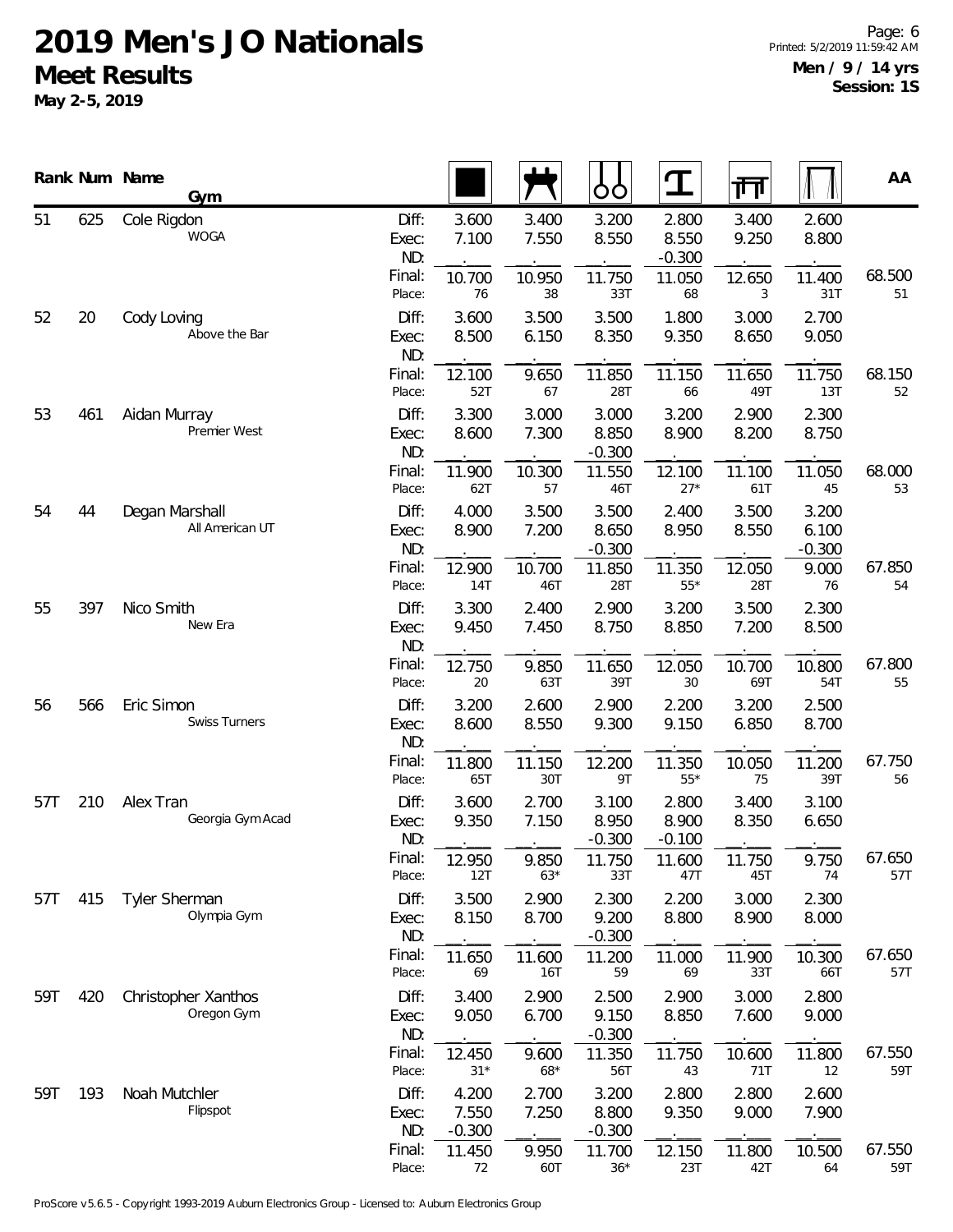# 2019 Men's JO Nationals

## Meet Results

**May 2-5, 2019**

**Men / 9 / 14 yrs**
**Session: 1S**

| Rank | Num | Name / Gym | | Floor | Pommel Horse | Rings | Vault | Parallel Bars | High Bar | AA |
|---|---|---|---|---|---|---|---|---|---|---|
| 51 | 625 | Cole Rigdon | Diff: | 3.600 | 3.400 | 3.200 | 2.800 | 3.400 | 2.600 | |
| | | WOGA | Exec: | 7.100 | 7.550 | 8.550 | 8.550 | 9.250 | 8.800 | |
| | | | ND: | | | | -0.300 | | | |
| | | | Final: | 10.700 | 10.950 | 11.750 | 11.050 | 12.650 | 11.400 | 68.500 |
| | | | Place: | 76 | 38 | 33T | 68 | 3 | 31T | 51 |
| 52 | 20 | Cody Loving | Diff: | 3.600 | 3.500 | 3.500 | 1.800 | 3.000 | 2.700 | |
| | | Above the Bar | Exec: | 8.500 | 6.150 | 8.350 | 9.350 | 8.650 | 9.050 | |
| | | | ND: | | | | | | | |
| | | | Final: | 12.100 | 9.650 | 11.850 | 11.150 | 11.650 | 11.750 | 68.150 |
| | | | Place: | 52T | 67 | 28T | 66 | 49T | 13T | 52 |
| 53 | 461 | Aidan Murray | Diff: | 3.300 | 3.000 | 3.000 | 3.200 | 2.900 | 2.300 | |
| | | Premier West | Exec: | 8.600 | 7.300 | 8.850 | 8.900 | 8.200 | 8.750 | |
| | | | ND: | | | -0.300 | | | | |
| | | | Final: | 11.900 | 10.300 | 11.550 | 12.100 | 11.100 | 11.050 | 68.000 |
| | | | Place: | 62T | 57 | 46T | 27* | 61T | 45 | 53 |
| 54 | 44 | Degan Marshall | Diff: | 4.000 | 3.500 | 3.500 | 2.400 | 3.500 | 3.200 | |
| | | All American UT | Exec: | 8.900 | 7.200 | 8.650 | 8.950 | 8.550 | 6.100 | |
| | | | ND: | | | -0.300 | | | -0.300 | |
| | | | Final: | 12.900 | 10.700 | 11.850 | 11.350 | 12.050 | 9.000 | 67.850 |
| | | | Place: | 14T | 46T | 28T | 55* | 28T | 76 | 54 |
| 55 | 397 | Nico Smith | Diff: | 3.300 | 2.400 | 2.900 | 3.200 | 3.500 | 2.300 | |
| | | New Era | Exec: | 9.450 | 7.450 | 8.750 | 8.850 | 7.200 | 8.500 | |
| | | | ND: | | | | | | | |
| | | | Final: | 12.750 | 9.850 | 11.650 | 12.050 | 10.700 | 10.800 | 67.800 |
| | | | Place: | 20 | 63T | 39T | 30 | 69T | 54T | 55 |
| 56 | 566 | Eric Simon | Diff: | 3.200 | 2.600 | 2.900 | 2.200 | 3.200 | 2.500 | |
| | | Swiss Turners | Exec: | 8.600 | 8.550 | 9.300 | 9.150 | 6.850 | 8.700 | |
| | | | ND: | | | | | | | |
| | | | Final: | 11.800 | 11.150 | 12.200 | 11.350 | 10.050 | 11.200 | 67.750 |
| | | | Place: | 65T | 30T | 9T | 55* | 75 | 39T | 56 |
| 57T | 210 | Alex Tran | Diff: | 3.600 | 2.700 | 3.100 | 2.800 | 3.400 | 3.100 | |
| | | Georgia Gym Acad | Exec: | 9.350 | 7.150 | 8.950 | 8.900 | 8.350 | 6.650 | |
| | | | ND: | | | -0.300 | -0.100 | | | |
| | | | Final: | 12.950 | 9.850 | 11.750 | 11.600 | 11.750 | 9.750 | 67.650 |
| | | | Place: | 12T | 63* | 33T | 47T | 45T | 74 | 57T |
| 57T | 415 | Tyler Sherman | Diff: | 3.500 | 2.900 | 2.300 | 2.200 | 3.000 | 2.300 | |
| | | Olympia Gym | Exec: | 8.150 | 8.700 | 9.200 | 8.800 | 8.900 | 8.000 | |
| | | | ND: | | | -0.300 | | | | |
| | | | Final: | 11.650 | 11.600 | 11.200 | 11.000 | 11.900 | 10.300 | 67.650 |
| | | | Place: | 69 | 16T | 59 | 69 | 33T | 66T | 57T |
| 59T | 420 | Christopher Xanthos | Diff: | 3.400 | 2.900 | 2.500 | 2.900 | 3.000 | 2.800 | |
| | | Oregon Gym | Exec: | 9.050 | 6.700 | 9.150 | 8.850 | 7.600 | 9.000 | |
| | | | ND: | | | -0.300 | | | | |
| | | | Final: | 12.450 | 9.600 | 11.350 | 11.750 | 10.600 | 11.800 | 67.550 |
| | | | Place: | 31* | 68* | 56T | 43 | 71T | 12 | 59T |
| 59T | 193 | Noah Mutchler | Diff: | 4.200 | 2.700 | 3.200 | 2.800 | 2.800 | 2.600 | |
| | | Flipspot | Exec: | 7.550 | 7.250 | 8.800 | 9.350 | 9.000 | 7.900 | |
| | | | ND: | -0.300 | | -0.300 | | | | |
| | | | Final: | 11.450 | 9.950 | 11.700 | 12.150 | 11.800 | 10.500 | 67.550 |
| | | | Place: | 72 | 60T | 36* | 23T | 42T | 64 | 59T |

ProScore v5.6.5 - Copyright 1993-2019 Auburn Electronics Group - Licensed to: Auburn Electronics Group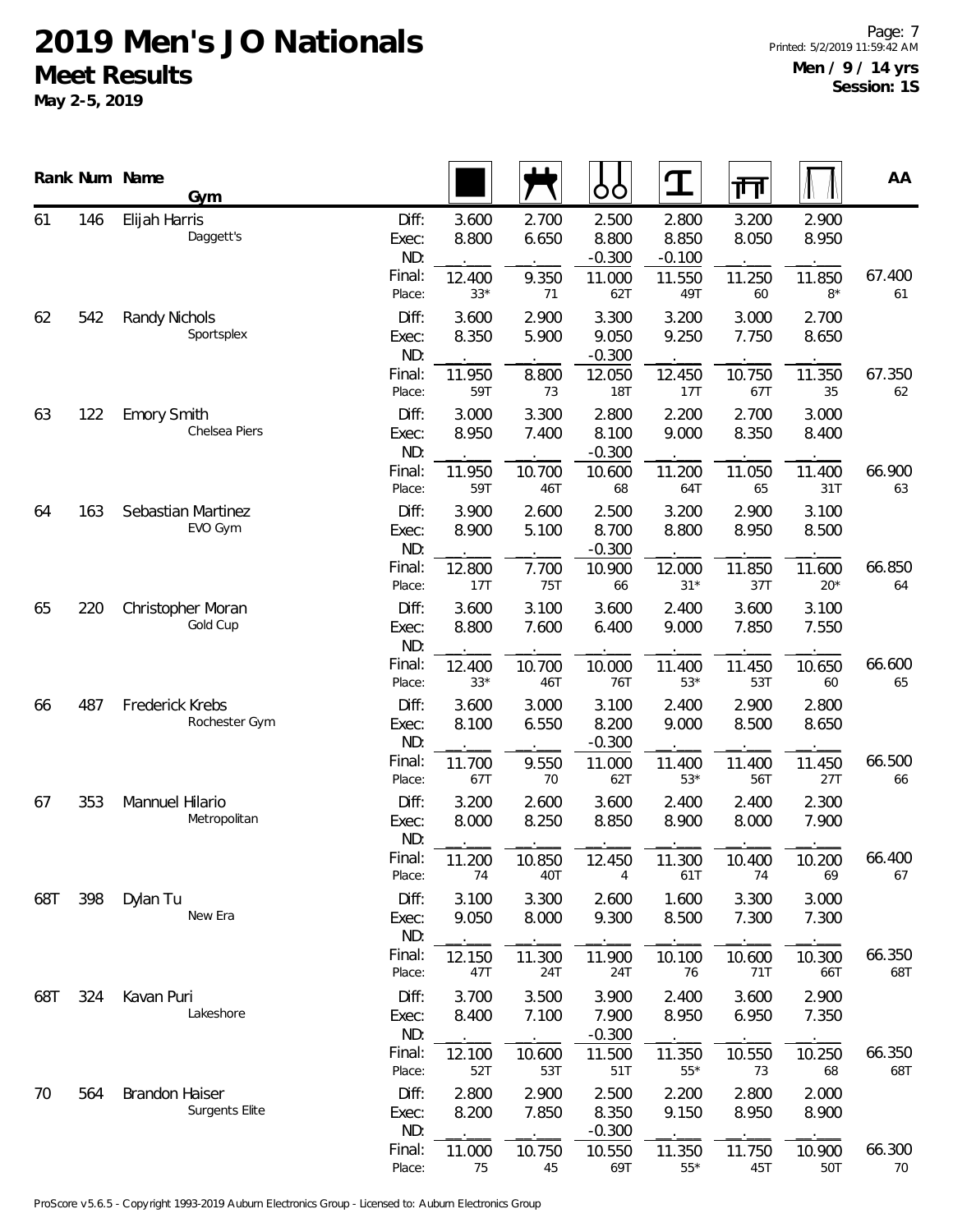# 2019 Men's JO Nationals

## Meet Results

**May 2-5, 2019**

**Men / 9 / 14 yrs**
**Session: 1S**

| Rank | Num | Name / Gym | | Floor | Pommel Horse | Rings | Vault | Parallel Bars | High Bar | AA |
|---|---|---|---|---|---|---|---|---|---|---|
| 61 | 146 | Elijah Harris | Diff: | 3.600 | 2.700 | 2.500 | 2.800 | 3.200 | 2.900 | |
| | | Daggett's | Exec: | 8.800 | 6.650 | 8.800 | 8.850 | 8.050 | 8.950 | |
| | | | ND: | . | . | -0.300 | -0.100 | . | . | |
| | | | Final: | 12.400 | 9.350 | 11.000 | 11.550 | 11.250 | 11.850 | 67.400 |
| | | | Place: | 33* | 71 | 62T | 49T | 60 | 8* | 61 |
| 62 | 542 | Randy Nichols | Diff: | 3.600 | 2.900 | 3.300 | 3.200 | 3.000 | 2.700 | |
| | | Sportsplex | Exec: | 8.350 | 5.900 | 9.050 | 9.250 | 7.750 | 8.650 | |
| | | | ND: | . | . | -0.300 | . | . | . | |
| | | | Final: | 11.950 | 8.800 | 12.050 | 12.450 | 10.750 | 11.350 | 67.350 |
| | | | Place: | 59T | 73 | 18T | 17T | 67T | 35 | 62 |
| 63 | 122 | Emory Smith | Diff: | 3.000 | 3.300 | 2.800 | 2.200 | 2.700 | 3.000 | |
| | | Chelsea Piers | Exec: | 8.950 | 7.400 | 8.100 | 9.000 | 8.350 | 8.400 | |
| | | | ND: | . | . | -0.300 | . | . | . | |
| | | | Final: | 11.950 | 10.700 | 10.600 | 11.200 | 11.050 | 11.400 | 66.900 |
| | | | Place: | 59T | 46T | 68 | 64T | 65 | 31T | 63 |
| 64 | 163 | Sebastian Martinez | Diff: | 3.900 | 2.600 | 2.500 | 3.200 | 2.900 | 3.100 | |
| | | EVO Gym | Exec: | 8.900 | 5.100 | 8.700 | 8.800 | 8.950 | 8.500 | |
| | | | ND: | . | . | -0.300 | . | . | . | |
| | | | Final: | 12.800 | 7.700 | 10.900 | 12.000 | 11.850 | 11.600 | 66.850 |
| | | | Place: | 17T | 75T | 66 | 31* | 37T | 20* | 64 |
| 65 | 220 | Christopher Moran | Diff: | 3.600 | 3.100 | 3.600 | 2.400 | 3.600 | 3.100 | |
| | | Gold Cup | Exec: | 8.800 | 7.600 | 6.400 | 9.000 | 7.850 | 7.550 | |
| | | | ND: | . | . | . | . | . | . | |
| | | | Final: | 12.400 | 10.700 | 10.000 | 11.400 | 11.450 | 10.650 | 66.600 |
| | | | Place: | 33* | 46T | 76T | 53* | 53T | 60 | 65 |
| 66 | 487 | Frederick Krebs | Diff: | 3.600 | 3.000 | 3.100 | 2.400 | 2.900 | 2.800 | |
| | | Rochester Gym | Exec: | 8.100 | 6.550 | 8.200 | 9.000 | 8.500 | 8.650 | |
| | | | ND: | . | . | -0.300 | . | . | . | |
| | | | Final: | 11.700 | 9.550 | 11.000 | 11.400 | 11.400 | 11.450 | 66.500 |
| | | | Place: | 67T | 70 | 62T | 53* | 56T | 27T | 66 |
| 67 | 353 | Mannuel Hilario | Diff: | 3.200 | 2.600 | 3.600 | 2.400 | 2.400 | 2.300 | |
| | | Metropolitan | Exec: | 8.000 | 8.250 | 8.850 | 8.900 | 8.000 | 7.900 | |
| | | | ND: | . | . | . | . | . | . | |
| | | | Final: | 11.200 | 10.850 | 12.450 | 11.300 | 10.400 | 10.200 | 66.400 |
| | | | Place: | 74 | 40T | 4 | 61T | 74 | 69 | 67 |
| 68T | 398 | Dylan Tu | Diff: | 3.100 | 3.300 | 2.600 | 1.600 | 3.300 | 3.000 | |
| | | New Era | Exec: | 9.050 | 8.000 | 9.300 | 8.500 | 7.300 | 7.300 | |
| | | | ND: | . | . | . | . | . | . | |
| | | | Final: | 12.150 | 11.300 | 11.900 | 10.100 | 10.600 | 10.300 | 66.350 |
| | | | Place: | 47T | 24T | 24T | 76 | 71T | 66T | 68T |
| 68T | 324 | Kavan Puri | Diff: | 3.700 | 3.500 | 3.900 | 2.400 | 3.600 | 2.900 | |
| | | Lakeshore | Exec: | 8.400 | 7.100 | 7.900 | 8.950 | 6.950 | 7.350 | |
| | | | ND: | . | . | -0.300 | . | . | . | |
| | | | Final: | 12.100 | 10.600 | 11.500 | 11.350 | 10.550 | 10.250 | 66.350 |
| | | | Place: | 52T | 53T | 51T | 55* | 73 | 68 | 68T |
| 70 | 564 | Brandon Haiser | Diff: | 2.800 | 2.900 | 2.500 | 2.200 | 2.800 | 2.000 | |
| | | Surgents Elite | Exec: | 8.200 | 7.850 | 8.350 | 9.150 | 8.950 | 8.900 | |
| | | | ND: | . | . | -0.300 | . | . | . | |
| | | | Final: | 11.000 | 10.750 | 10.550 | 11.350 | 11.750 | 10.900 | 66.300 |
| | | | Place: | 75 | 45 | 69T | 55* | 45T | 50T | 70 |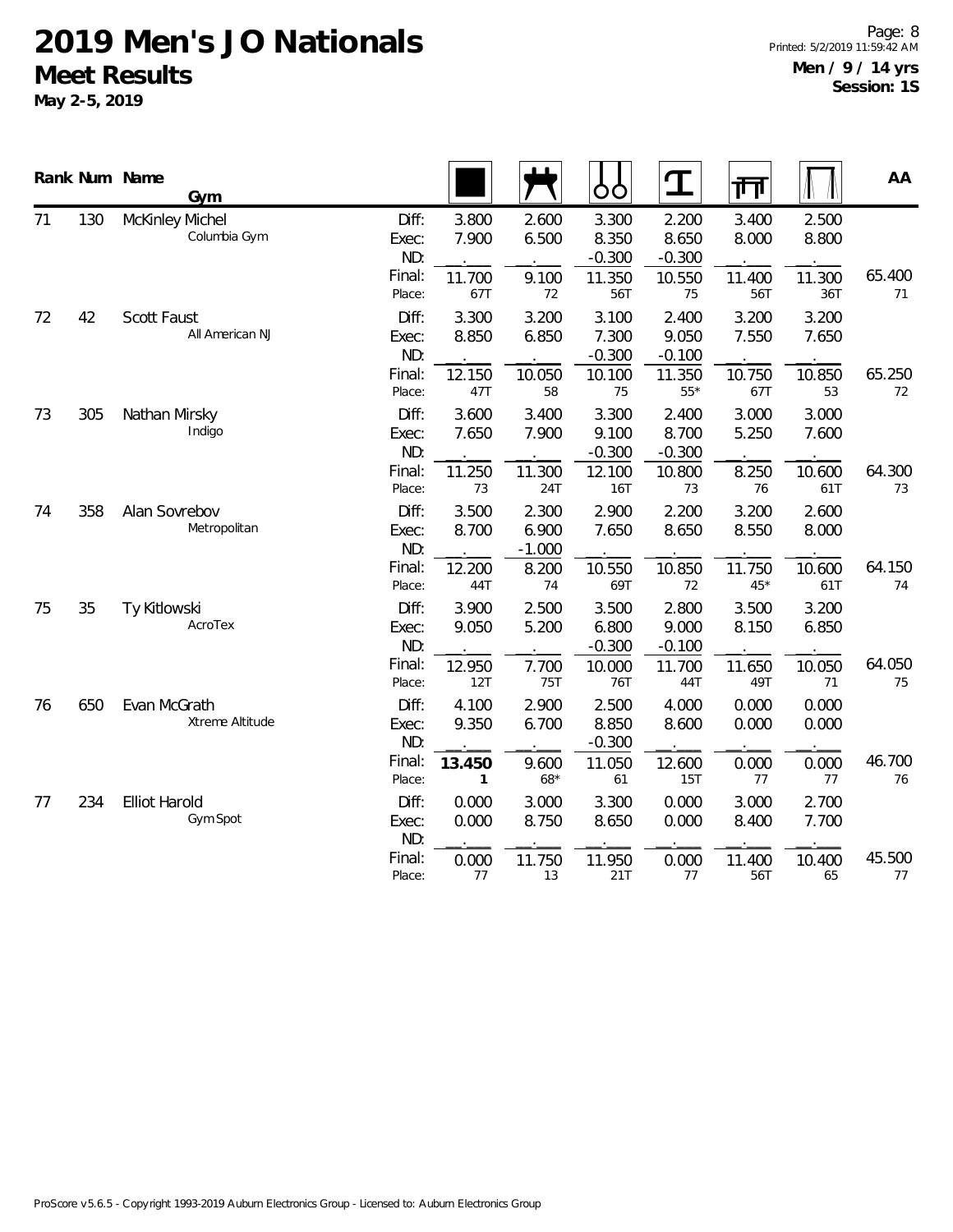# 2019 Men's JO Nationals

## Meet Results

**May 2-5, 2019**

**Men / 9 / 14 yrs**
**Session: 1S**

| Rank | Num | Name / Gym | | Floor | Pommel Horse | Rings | Vault | Parallel Bars | High Bar | AA |
|---|---|---|---|---|---|---|---|---|---|---|
| 71 | 130 | McKinley Michel | Diff: | 3.800 | 2.600 | 3.300 | 2.200 | 3.400 | 2.500 | |
| | | Columbia Gym | Exec: | 7.900 | 6.500 | 8.350 | 8.650 | 8.000 | 8.800 | |
| | | | ND: | . | . | -0.300 | -0.300 | . | . | |
| | | | Final: | 11.700 | 9.100 | 11.350 | 10.550 | 11.400 | 11.300 | 65.400 |
| | | | Place: | 67T | 72 | 56T | 75 | 56T | 36T | 71 |
| 72 | 42 | Scott Faust | Diff: | 3.300 | 3.200 | 3.100 | 2.400 | 3.200 | 3.200 | |
| | | All American NJ | Exec: | 8.850 | 6.850 | 7.300 | 9.050 | 7.550 | 7.650 | |
| | | | ND: | . | . | -0.300 | -0.100 | . | . | |
| | | | Final: | 12.150 | 10.050 | 10.100 | 11.350 | 10.750 | 10.850 | 65.250 |
| | | | Place: | 47T | 58 | 75 | 55* | 67T | 53 | 72 |
| 73 | 305 | Nathan Mirsky | Diff: | 3.600 | 3.400 | 3.300 | 2.400 | 3.000 | 3.000 | |
| | | Indigo | Exec: | 7.650 | 7.900 | 9.100 | 8.700 | 5.250 | 7.600 | |
| | | | ND: | . | . | -0.300 | -0.300 | . | . | |
| | | | Final: | 11.250 | 11.300 | 12.100 | 10.800 | 8.250 | 10.600 | 64.300 |
| | | | Place: | 73 | 24T | 16T | 73 | 76 | 61T | 73 |
| 74 | 358 | Alan Sovrebov | Diff: | 3.500 | 2.300 | 2.900 | 2.200 | 3.200 | 2.600 | |
| | | Metropolitan | Exec: | 8.700 | 6.900 | 7.650 | 8.650 | 8.550 | 8.000 | |
| | | | ND: | . | -1.000 | . | . | . | . | |
| | | | Final: | 12.200 | 8.200 | 10.550 | 10.850 | 11.750 | 10.600 | 64.150 |
| | | | Place: | 44T | 74 | 69T | 72 | 45* | 61T | 74 |
| 75 | 35 | Ty Kitlowski | Diff: | 3.900 | 2.500 | 3.500 | 2.800 | 3.500 | 3.200 | |
| | | AcroTex | Exec: | 9.050 | 5.200 | 6.800 | 9.000 | 8.150 | 6.850 | |
| | | | ND: | . | . | -0.300 | -0.100 | . | . | |
| | | | Final: | 12.950 | 7.700 | 10.000 | 11.700 | 11.650 | 10.050 | 64.050 |
| | | | Place: | 12T | 75T | 76T | 44T | 49T | 71 | 75 |
| 76 | 650 | Evan McGrath | Diff: | 4.100 | 2.900 | 2.500 | 4.000 | 0.000 | 0.000 | |
| | | Xtreme Altitude | Exec: | 9.350 | 6.700 | 8.850 | 8.600 | 0.000 | 0.000 | |
| | | | ND: | . | . | -0.300 | . | . | . | |
| | | | Final: | **13.450** | 9.600 | 11.050 | 12.600 | 0.000 | 0.000 | 46.700 |
| | | | Place: | **1** | 68* | 61 | 15T | 77 | 77 | 76 |
| 77 | 234 | Elliot Harold | Diff: | 0.000 | 3.000 | 3.300 | 0.000 | 3.000 | 2.700 | |
| | | Gym Spot | Exec: | 0.000 | 8.750 | 8.650 | 0.000 | 8.400 | 7.700 | |
| | | | ND: | . | . | . | . | . | . | |
| | | | Final: | 0.000 | 11.750 | 11.950 | 0.000 | 11.400 | 10.400 | 45.500 |
| | | | Place: | 77 | 13 | 21T | 77 | 56T | 65 | 77 |

ProScore v5.6.5 - Copyright 1993-2019 Auburn Electronics Group - Licensed to: Auburn Electronics Group